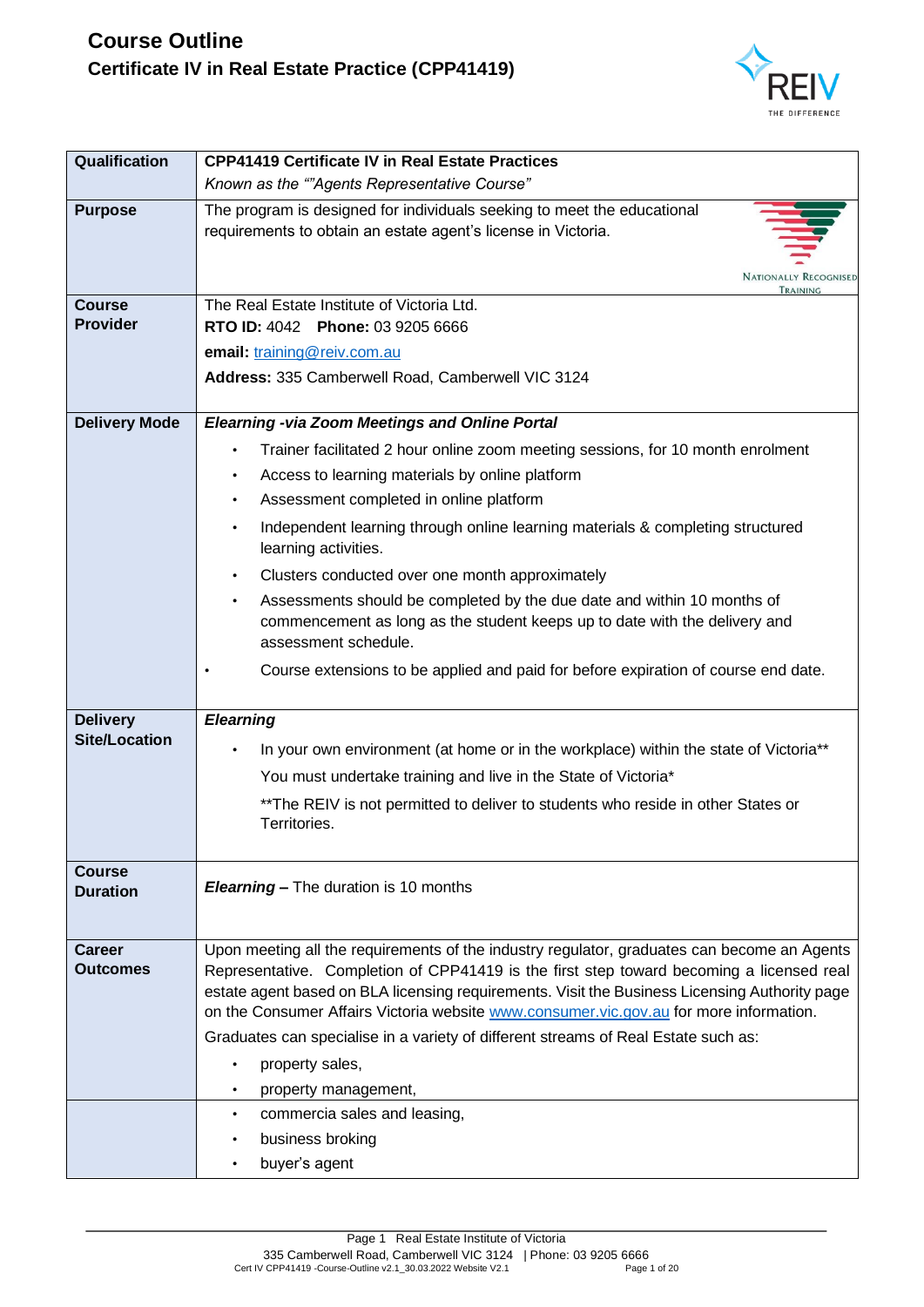# Course Outline

## Certificate IV in Real Estate Practice (CPP41419)

| | |
|---|---|
| **Qualification** | **CPP41419 Certificate IV in Real Estate Practices**<br>*Known as the ""Agents Representative Course"* |
| **Purpose** | The program is designed for individuals seeking to meet the educational requirements to obtain an estate agent's license in Victoria. |
| **Course Provider** | The Real Estate Institute of Victoria Ltd.<br>**RTO ID:** 4042 **Phone:** 03 9205 6666<br>**email:** training@reiv.com.au<br>**Address:** 335 Camberwell Road, Camberwell VIC 3124 |
| **Delivery Mode** | ***Elearning -via Zoom Meetings and Online Portal***<br>• Trainer facilitated 2 hour online zoom meeting sessions, for 10 month enrolment<br>• Access to learning materials by online platform<br>• Assessment completed in online platform<br>• Independent learning through online learning materials & completing structured learning activities.<br>• Clusters conducted over one month approximately<br>• Assessments should be completed by the due date and within 10 months of commencement as long as the student keeps up to date with the delivery and assessment schedule.<br>• Course extensions to be applied and paid for before expiration of course end date. |
| **Delivery Site/Location** | ***Elearning***<br>• In your own environment (at home or in the workplace) within the state of Victoria**<br>You must undertake training and live in the State of Victoria*<br>**The REIV is not permitted to deliver to students who reside in other States or Territories. |
| **Course Duration** | ***Elearning –*** The duration is 10 months |
| **Career Outcomes** | Upon meeting all the requirements of the industry regulator, graduates can become an Agents Representative. Completion of CPP41419 is the first step toward becoming a licensed real estate agent based on BLA licensing requirements. Visit the Business Licensing Authority page on the Consumer Affairs Victoria website www.consumer.vic.gov.au for more information.<br>Graduates can specialise in a variety of different streams of Real Estate such as:<br>• property sales,<br>• property management,<br>• commercia sales and leasing,<br>• business broking<br>• buyer's agent |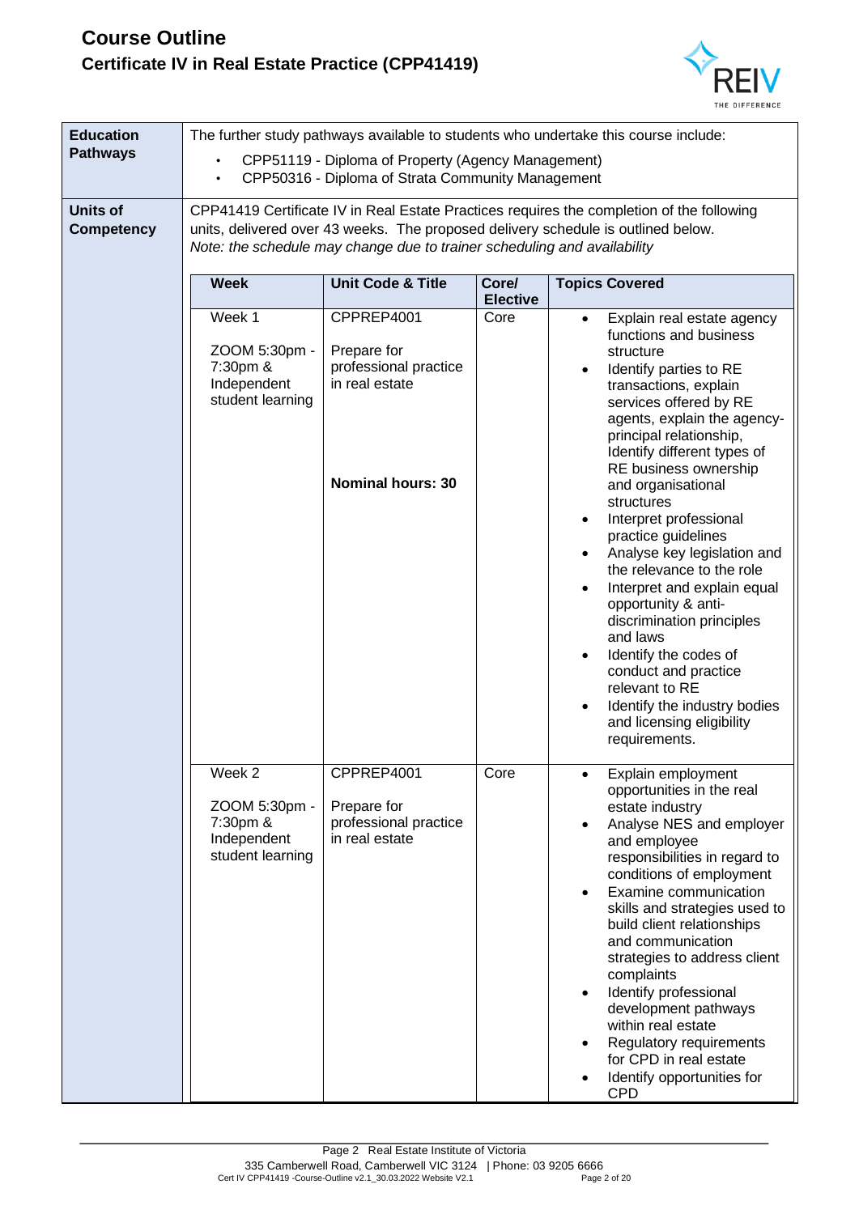# Course Outline

## Certificate IV in Real Estate Practice (CPP41419)

| | |
|---|---|
| **Education Pathways** | The further study pathways available to students who undertake this course include:<br>• CPP51119 - Diploma of Property (Agency Management)<br>• CPP50316 - Diploma of Strata Community Management |
| **Units of Competency** | CPP41419 Certificate IV in Real Estate Practices requires the completion of the following units, delivered over 43 weeks. The proposed delivery schedule is outlined below.<br>*Note: the schedule may change due to trainer scheduling and availability* |

| Week | Unit Code & Title | Core/ Elective | Topics Covered |
|---|---|---|---|
| Week 1<br><br>ZOOM 5:30pm - 7:30pm & Independent student learning | CPPREP4001<br><br>Prepare for professional practice in real estate<br><br>**Nominal hours: 30** | Core | • Explain real estate agency functions and business structure<br>• Identify parties to RE transactions, explain services offered by RE agents, explain the agency-principal relationship, Identify different types of RE business ownership and organisational structures<br>• Interpret professional practice guidelines<br>• Analyse key legislation and the relevance to the role<br>• Interpret and explain equal opportunity & anti-discrimination principles and laws<br>• Identify the codes of conduct and practice relevant to RE<br>• Identify the industry bodies and licensing eligibility requirements. |
| Week 2<br><br>ZOOM 5:30pm - 7:30pm & Independent student learning | CPPREP4001<br><br>Prepare for professional practice in real estate | Core | • Explain employment opportunities in the real estate industry<br>• Analyse NES and employer and employee responsibilities in regard to conditions of employment<br>• Examine communication skills and strategies used to build client relationships and communication strategies to address client complaints<br>• Identify professional development pathways within real estate<br>• Regulatory requirements for CPD in real estate<br>• Identify opportunities for CPD |

Page 2 Real Estate Institute of Victoria
335 Camberwell Road, Camberwell VIC 3124 | Phone: 03 9205 6666
Cert IV CPP41419 -Course-Outline v2.1_30.03.2022 Website V2.1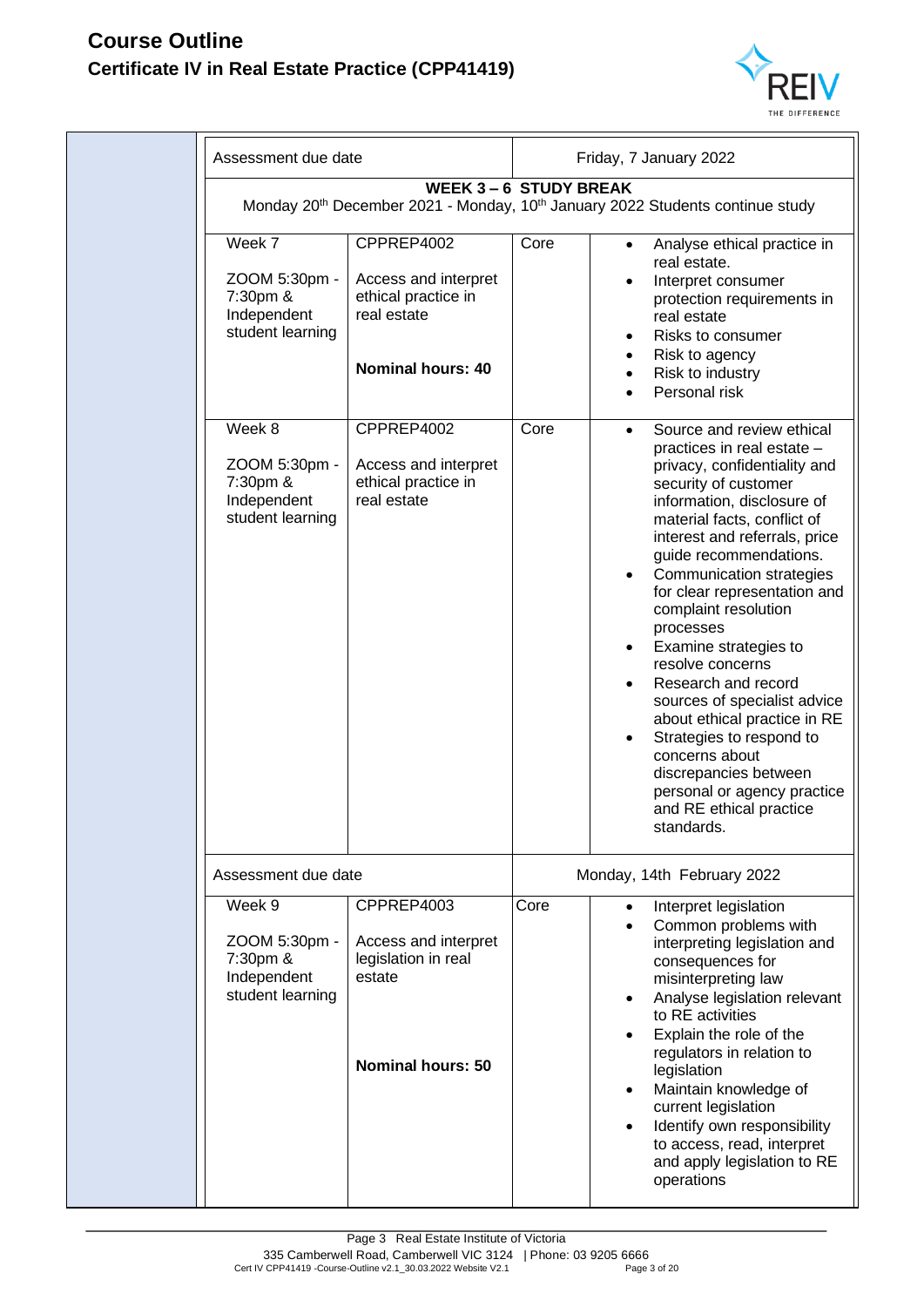# Course Outline

## Certificate IV in Real Estate Practice (CPP41419)

| | | | |
|---|---|---|---|
| Assessment due date | | Friday, 7 January 2022 | |
| **WEEK 3 – 6 STUDY BREAK** Monday 20th December 2021 - Monday, 10th January 2022 Students continue study | | | |
| Week 7<br><br>ZOOM 5:30pm - 7:30pm & Independent student learning | CPPREP4002<br><br>Access and interpret ethical practice in real estate<br><br>**Nominal hours: 40** | Core | • Analyse ethical practice in real estate.<br>• Interpret consumer protection requirements in real estate<br>• Risks to consumer<br>• Risk to agency<br>• Risk to industry<br>• Personal risk |
| Week 8<br><br>ZOOM 5:30pm - 7:30pm & Independent student learning | CPPREP4002<br><br>Access and interpret ethical practice in real estate | Core | • Source and review ethical practices in real estate – privacy, confidentiality and security of customer information, disclosure of material facts, conflict of interest and referrals, price guide recommendations.<br>• Communication strategies for clear representation and complaint resolution processes<br>• Examine strategies to resolve concerns<br>• Research and record sources of specialist advice about ethical practice in RE<br>• Strategies to respond to concerns about discrepancies between personal or agency practice and RE ethical practice standards. |
| Assessment due date | | Monday, 14th February 2022 | |
| Week 9<br><br>ZOOM 5:30pm - 7:30pm & Independent student learning | CPPREP4003<br><br>Access and interpret legislation in real estate<br><br>**Nominal hours: 50** | Core | • Interpret legislation<br>• Common problems with interpreting legislation and consequences for misinterpreting law<br>• Analyse legislation relevant to RE activities<br>• Explain the role of the regulators in relation to legislation<br>• Maintain knowledge of current legislation<br>• Identify own responsibility to access, read, interpret and apply legislation to RE operations |

Page 3 Real Estate Institute of Victoria
335 Camberwell Road, Camberwell VIC 3124 | Phone: 03 9205 6666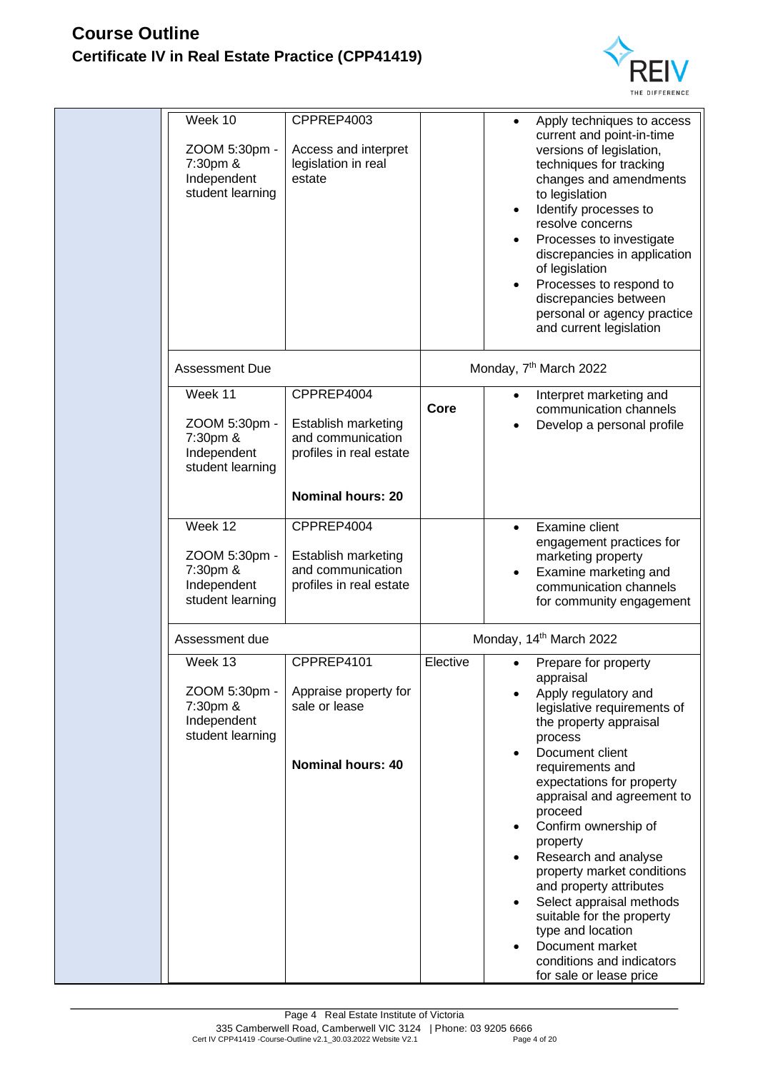| | Week | Unit | Type | Content |
|---|---|---|---|---|
| | Week 10<br><br>ZOOM 5:30pm - 7:30pm & Independent student learning | CPPREP4003<br><br>Access and interpret legislation in real estate | | • Apply techniques to access current and point-in-time versions of legislation, techniques for tracking changes and amendments to legislation<br>• Identify processes to resolve concerns<br>• Processes to investigate discrepancies in application of legislation<br>• Processes to respond to discrepancies between personal or agency practice and current legislation |
| | Assessment Due | | Monday, 7th March 2022 | |
| | Week 11<br><br>ZOOM 5:30pm - 7:30pm & Independent student learning | CPPREP4004<br><br>Establish marketing and communication profiles in real estate<br><br>**Nominal hours: 20** | **Core** | • Interpret marketing and communication channels<br>• Develop a personal profile |
| | Week 12<br><br>ZOOM 5:30pm - 7:30pm & Independent student learning | CPPREP4004<br><br>Establish marketing and communication profiles in real estate | | • Examine client engagement practices for marketing property<br>• Examine marketing and communication channels for community engagement |
| | Assessment due | | Monday, 14th March 2022 | |
| | Week 13<br><br>ZOOM 5:30pm - 7:30pm & Independent student learning | CPPREP4101<br><br>Appraise property for sale or lease<br><br>**Nominal hours: 40** | Elective | • Prepare for property appraisal<br>• Apply regulatory and legislative requirements of the property appraisal process<br>• Document client requirements and expectations for property appraisal and agreement to proceed<br>• Confirm ownership of property<br>• Research and analyse property market conditions and property attributes<br>• Select appraisal methods suitable for the property type and location<br>• Document market conditions and indicators for sale or lease price |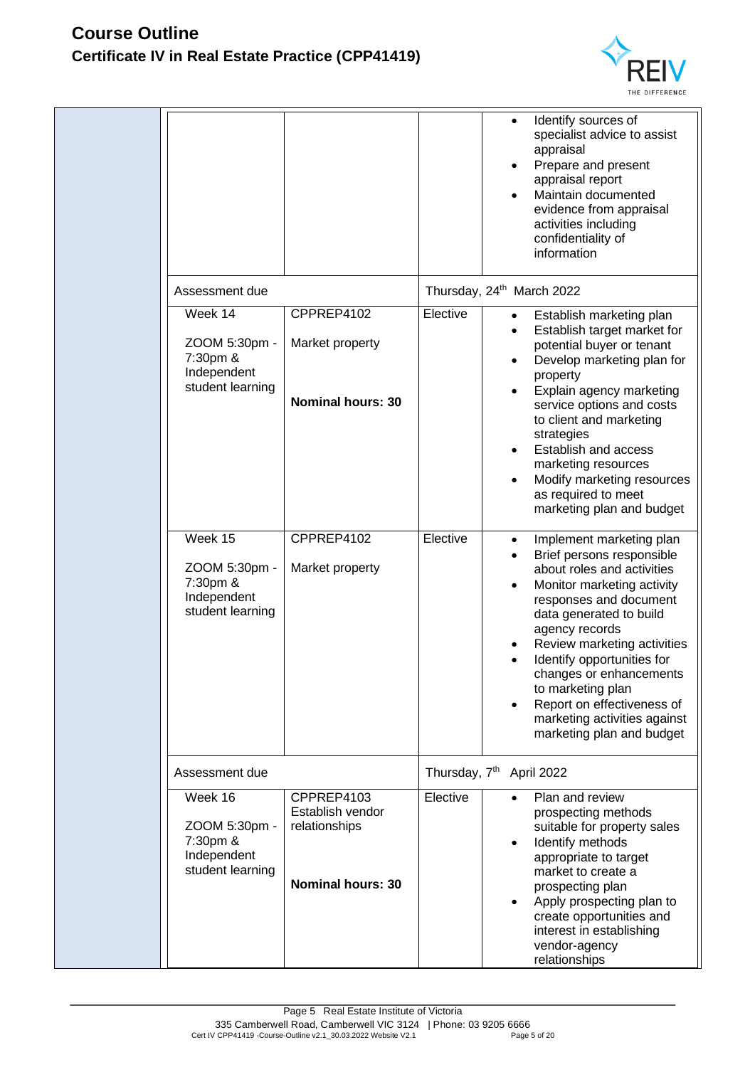| | | | |
|---|---|---|---|
| | | | • Identify sources of specialist advice to assist appraisal<br>• Prepare and present appraisal report<br>• Maintain documented evidence from appraisal activities including confidentiality of information |
| Assessment due | | Thursday, 24th March 2022 | |
| Week 14<br><br>ZOOM 5:30pm - 7:30pm & Independent student learning | CPPREP4102<br><br>Market property<br><br>**Nominal hours: 30** | Elective | • Establish marketing plan<br>• Establish target market for potential buyer or tenant<br>• Develop marketing plan for property<br>• Explain agency marketing service options and costs to client and marketing strategies<br>• Establish and access marketing resources<br>• Modify marketing resources as required to meet marketing plan and budget |
| Week 15<br><br>ZOOM 5:30pm - 7:30pm & Independent student learning | CPPREP4102<br><br>Market property | Elective | • Implement marketing plan<br>• Brief persons responsible about roles and activities<br>• Monitor marketing activity responses and document data generated to build agency records<br>• Review marketing activities<br>• Identify opportunities for changes or enhancements to marketing plan<br>• Report on effectiveness of marketing activities against marketing plan and budget |
| Assessment due | | Thursday, 7th April 2022 | |
| Week 16<br><br>ZOOM 5:30pm - 7:30pm & Independent student learning | CPPREP4103<br>Establish vendor relationships<br><br>**Nominal hours: 30** | Elective | • Plan and review prospecting methods suitable for property sales<br>• Identify methods appropriate to target market to create a prospecting plan<br>• Apply prospecting plan to create opportunities and interest in establishing vendor-agency relationships |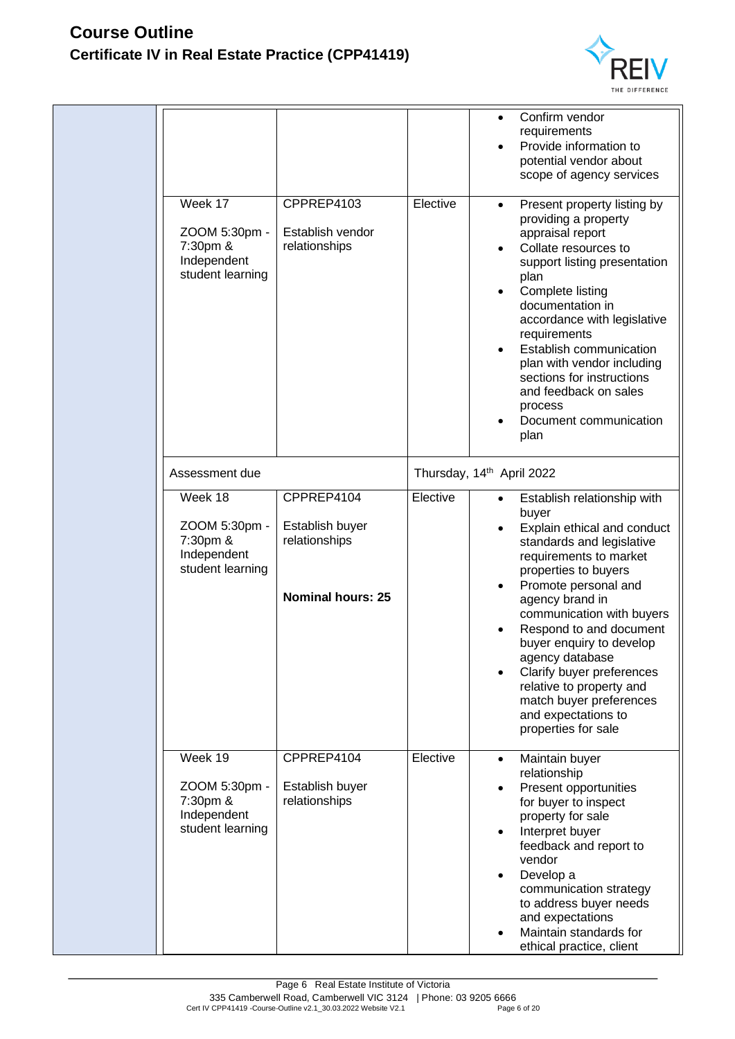| Week | Unit | Type | Content |
|---|---|---|---|
| | | | • Confirm vendor requirements<br>• Provide information to potential vendor about scope of agency services |
| Week 17<br><br>ZOOM 5:30pm - 7:30pm & Independent student learning | CPPREP4103<br><br>Establish vendor relationships | Elective | • Present property listing by providing a property appraisal report<br>• Collate resources to support listing presentation plan<br>• Complete listing documentation in accordance with legislative requirements<br>• Establish communication plan with vendor including sections for instructions and feedback on sales process<br>• Document communication plan |
| Assessment due | | Thursday, 14th April 2022 | |
| Week 18<br><br>ZOOM 5:30pm - 7:30pm & Independent student learning | CPPREP4104<br><br>Establish buyer relationships<br><br>**Nominal hours: 25** | Elective | • Establish relationship with buyer<br>• Explain ethical and conduct standards and legislative requirements to market properties to buyers<br>• Promote personal and agency brand in communication with buyers<br>• Respond to and document buyer enquiry to develop agency database<br>• Clarify buyer preferences relative to property and match buyer preferences and expectations to properties for sale |
| Week 19<br><br>ZOOM 5:30pm - 7:30pm & Independent student learning | CPPREP4104<br><br>Establish buyer relationships | Elective | • Maintain buyer relationship<br>• Present opportunities for buyer to inspect property for sale<br>• Interpret buyer feedback and report to vendor<br>• Develop a communication strategy to address buyer needs and expectations<br>• Maintain standards for ethical practice, client |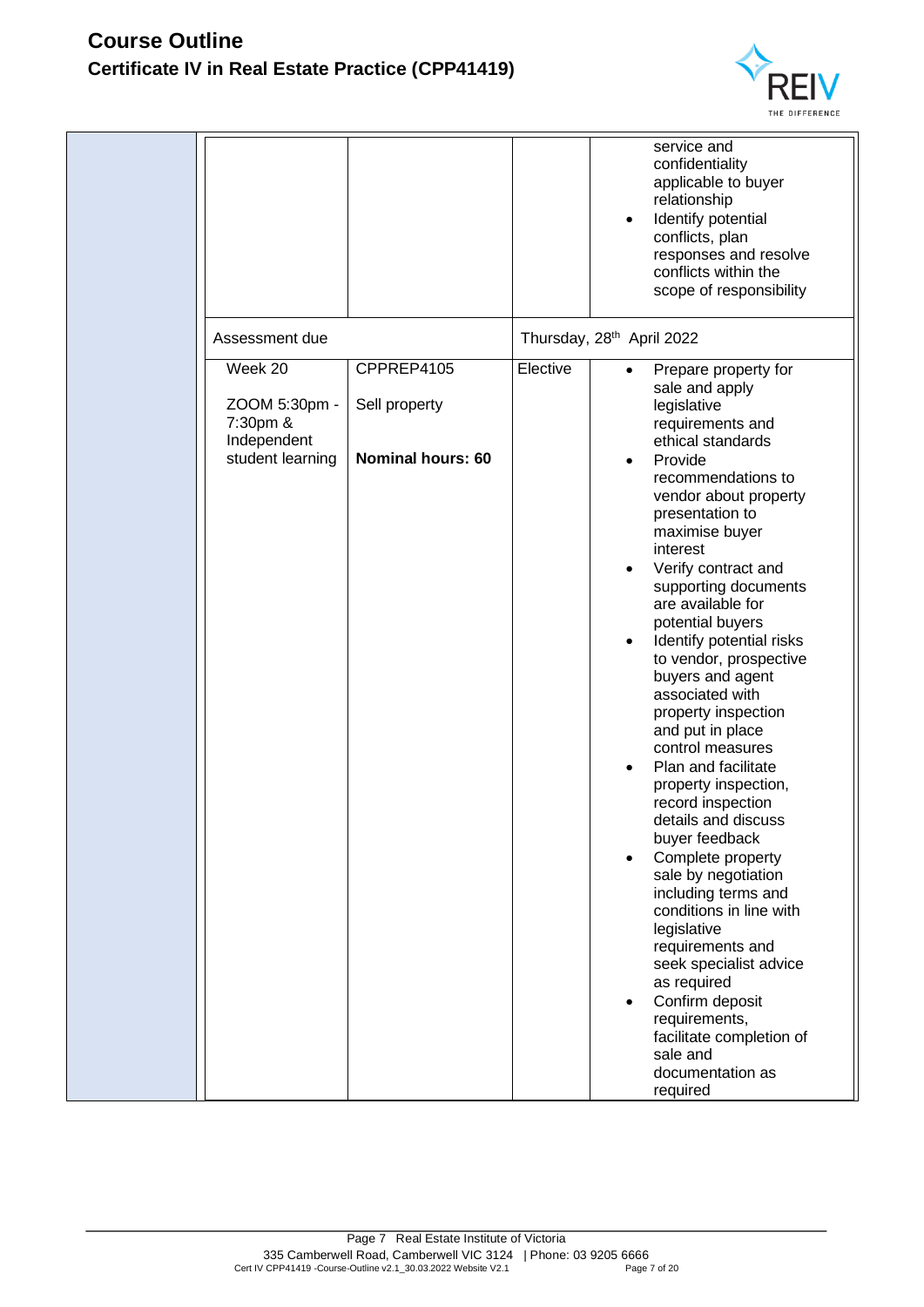| | | | | |
|---|---|---|---|---|
| | | | | service and confidentiality applicable to buyer relationship<br>• Identify potential conflicts, plan responses and resolve conflicts within the scope of responsibility |
| | Assessment due | | Thursday, 28th April 2022 | |
| | Week 20<br><br>ZOOM 5:30pm - 7:30pm & Independent student learning | CPPREP4105<br><br>Sell property<br><br>**Nominal hours: 60** | Elective | • Prepare property for sale and apply legislative requirements and ethical standards<br>• Provide recommendations to vendor about property presentation to maximise buyer interest<br>• Verify contract and supporting documents are available for potential buyers<br>• Identify potential risks to vendor, prospective buyers and agent associated with property inspection and put in place control measures<br>• Plan and facilitate property inspection, record inspection details and discuss buyer feedback<br>• Complete property sale by negotiation including terms and conditions in line with legislative requirements and seek specialist advice as required<br>• Confirm deposit requirements, facilitate completion of sale and documentation as required |

Real Estate Institute of Victoria
335 Camberwell Road, Camberwell VIC 3124 | Phone: 03 9205 6666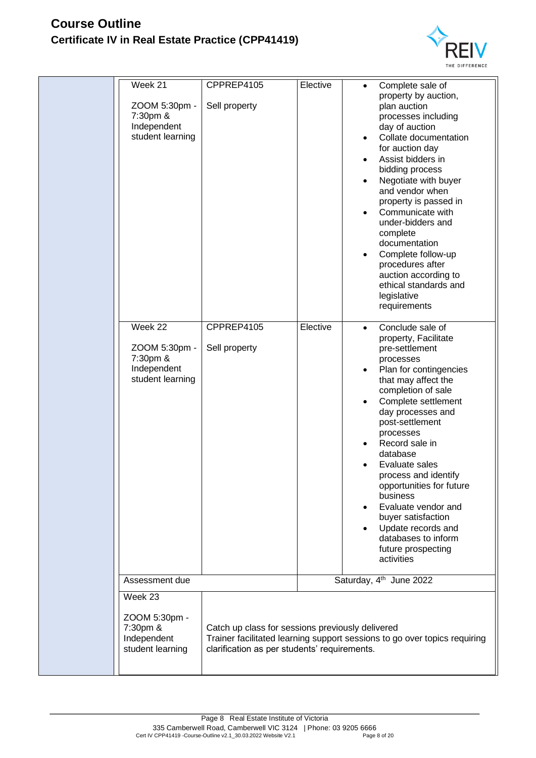| Week | Unit | Type | Content |
|---|---|---|---|
| Week 21<br><br>ZOOM 5:30pm - 7:30pm & Independent student learning | CPPREP4105<br><br>Sell property | Elective | • Complete sale of property by auction, plan auction processes including day of auction<br>• Collate documentation for auction day<br>• Assist bidders in bidding process<br>• Negotiate with buyer and vendor when property is passed in<br>• Communicate with under-bidders and complete documentation<br>• Complete follow-up procedures after auction according to ethical standards and legislative requirements |
| Week 22<br><br>ZOOM 5:30pm - 7:30pm & Independent student learning | CPPREP4105<br><br>Sell property | Elective | • Conclude sale of property, Facilitate pre-settlement processes<br>• Plan for contingencies that may affect the completion of sale<br>• Complete settlement day processes and post-settlement processes<br>• Record sale in database<br>• Evaluate sales process and identify opportunities for future business<br>• Evaluate vendor and buyer satisfaction<br>• Update records and databases to inform future prospecting activities |
| Assessment due | | Saturday, 4th June 2022 | |
| Week 23<br><br>ZOOM 5:30pm - 7:30pm & Independent student learning | Catch up class for sessions previously delivered<br>Trainer facilitated learning support sessions to go over topics requiring clarification as per students' requirements. | | |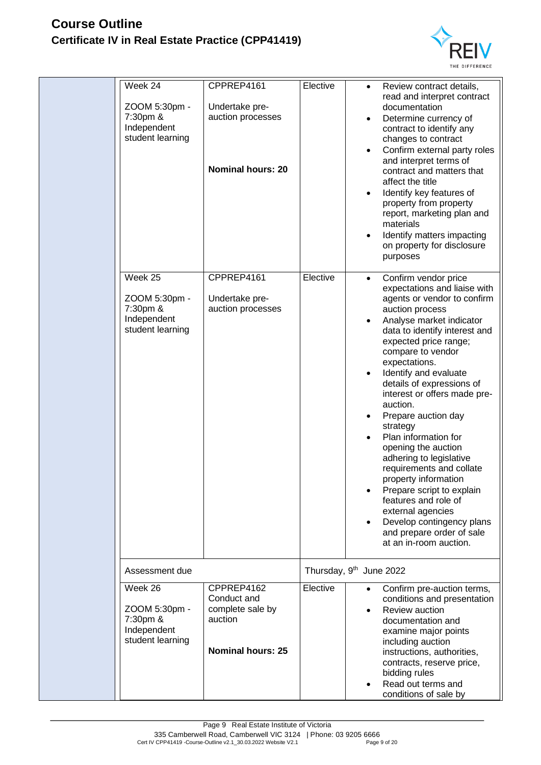| | Week | Unit | Type | Content |
|---|---|---|---|---|
| | Week 24<br><br>ZOOM 5:30pm - 7:30pm & Independent student learning | CPPREP4161<br><br>Undertake pre-auction processes<br><br>**Nominal hours: 20** | Elective | • Review contract details, read and interpret contract documentation<br>• Determine currency of contract to identify any changes to contract<br>• Confirm external party roles and interpret terms of contract and matters that affect the title<br>• Identify key features of property from property report, marketing plan and materials<br>• Identify matters impacting on property for disclosure purposes |
| | Week 25<br><br>ZOOM 5:30pm - 7:30pm & Independent student learning | CPPREP4161<br><br>Undertake pre-auction processes | Elective | • Confirm vendor price expectations and liaise with agents or vendor to confirm auction process<br>• Analyse market indicator data to identify interest and expected price range; compare to vendor expectations.<br>• Identify and evaluate details of expressions of interest or offers made pre-auction.<br>• Prepare auction day strategy<br>• Plan information for opening the auction adhering to legislative requirements and collate property information<br>• Prepare script to explain features and role of external agencies<br>• Develop contingency plans and prepare order of sale at an in-room auction. |
| | Assessment due | | Thursday, 9th June 2022 | |
| | Week 26<br><br>ZOOM 5:30pm - 7:30pm & Independent student learning | CPPREP4162 Conduct and complete sale by auction<br><br>**Nominal hours: 25** | Elective | • Confirm pre-auction terms, conditions and presentation<br>• Review auction documentation and examine major points including auction instructions, authorities, contracts, reserve price, bidding rules<br>• Read out terms and conditions of sale by |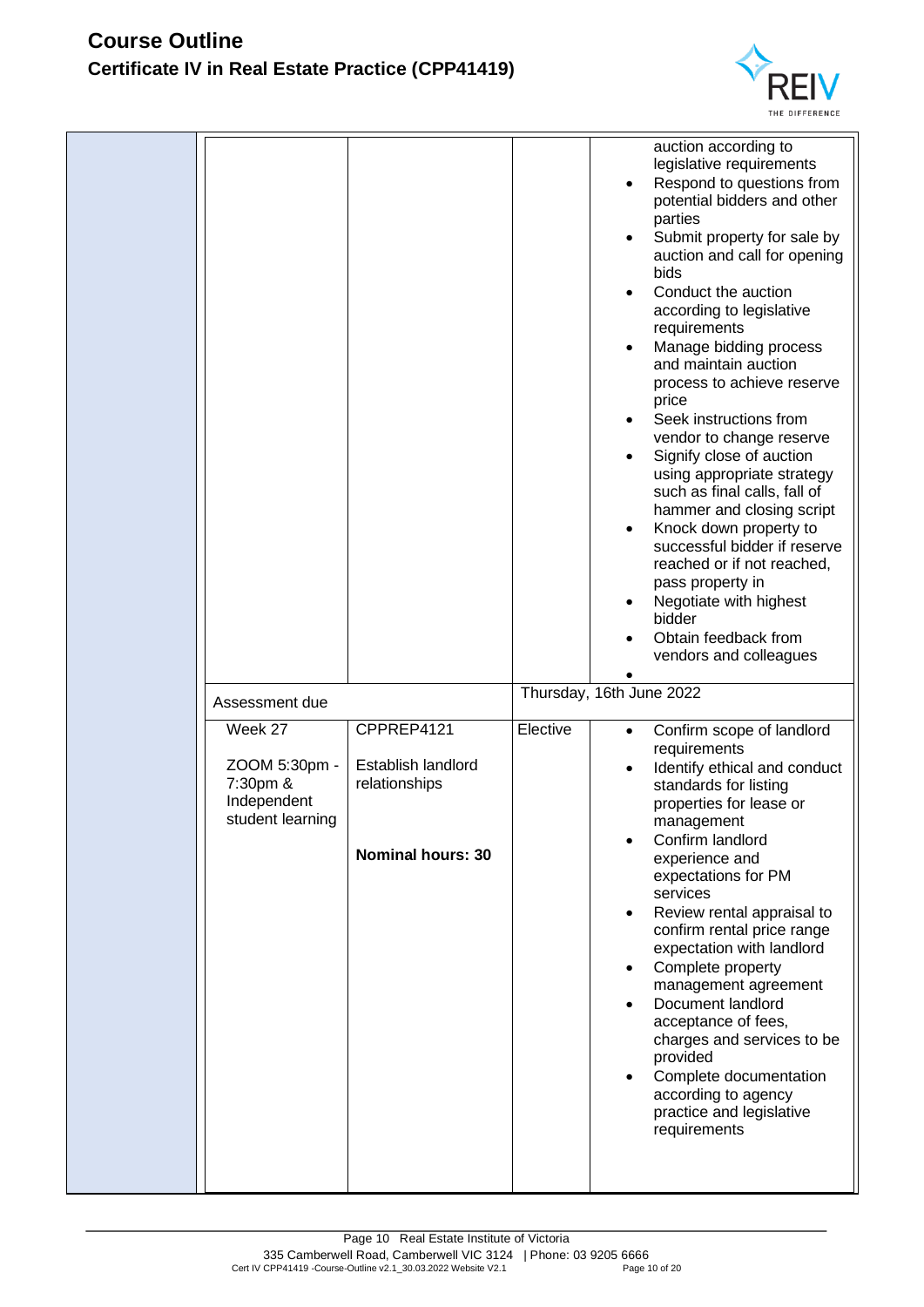| | | | | |
|---|---|---|---|---|
| | | | | auction according to legislative requirements<br>• Respond to questions from potential bidders and other parties<br>• Submit property for sale by auction and call for opening bids<br>• Conduct the auction according to legislative requirements<br>• Manage bidding process and maintain auction process to achieve reserve price<br>• Seek instructions from vendor to change reserve<br>• Signify close of auction using appropriate strategy such as final calls, fall of hammer and closing script<br>• Knock down property to successful bidder if reserve reached or if not reached, pass property in<br>• Negotiate with highest bidder<br>• Obtain feedback from vendors and colleagues<br>• |
| | Assessment due | | Thursday, 16th June 2022 | |
| | Week 27<br><br>ZOOM 5:30pm - 7:30pm & Independent student learning | CPPREP4121<br><br>Establish landlord relationships<br><br>**Nominal hours: 30** | Elective | • Confirm scope of landlord requirements<br>• Identify ethical and conduct standards for listing properties for lease or management<br>• Confirm landlord experience and expectations for PM services<br>• Review rental appraisal to confirm rental price range expectation with landlord<br>• Complete property management agreement<br>• Document landlord acceptance of fees, charges and services to be provided<br>• Complete documentation according to agency practice and legislative requirements |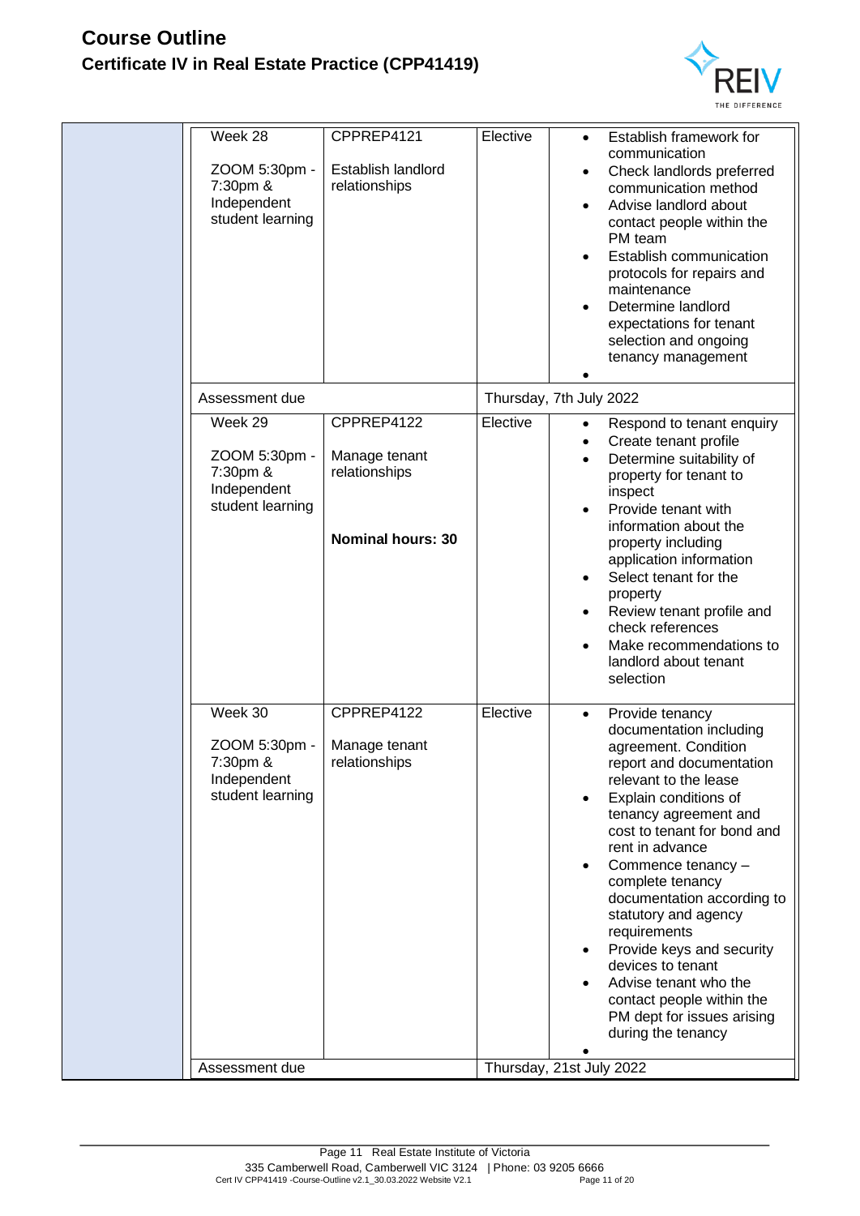# Course Outline

## Certificate IV in Real Estate Practice (CPP41419)

| | | | | |
|---|---|---|---|---|
| | Week 28<br><br>ZOOM 5:30pm - 7:30pm & Independent student learning | CPPREP4121<br><br>Establish landlord relationships | Elective | • Establish framework for communication<br>• Check landlords preferred communication method<br>• Advise landlord about contact people within the PM team<br>• Establish communication protocols for repairs and maintenance<br>• Determine landlord expectations for tenant selection and ongoing tenancy management<br>• |
| | Assessment due | | Thursday, 7th July 2022 | |
| | Week 29<br><br>ZOOM 5:30pm - 7:30pm & Independent student learning | CPPREP4122<br><br>Manage tenant relationships<br><br>**Nominal hours: 30** | Elective | • Respond to tenant enquiry<br>• Create tenant profile<br>• Determine suitability of property for tenant to inspect<br>• Provide tenant with information about the property including application information<br>• Select tenant for the property<br>• Review tenant profile and check references<br>• Make recommendations to landlord about tenant selection |
| | Week 30<br><br>ZOOM 5:30pm - 7:30pm & Independent student learning | CPPREP4122<br><br>Manage tenant relationships | Elective | • Provide tenancy documentation including agreement. Condition report and documentation relevant to the lease<br>• Explain conditions of tenancy agreement and cost to tenant for bond and rent in advance<br>• Commence tenancy – complete tenancy documentation according to statutory and agency requirements<br>• Provide keys and security devices to tenant<br>• Advise tenant who the contact people within the PM dept for issues arising during the tenancy<br>• |
| | Assessment due | | Thursday, 21st July 2022 | |

Page 11 Real Estate Institute of Victoria
335 Camberwell Road, Camberwell VIC 3124 | Phone: 03 9205 6666
Cert IV CPP41419 -Course-Outline v2.1_30.03.2022 Website V2.1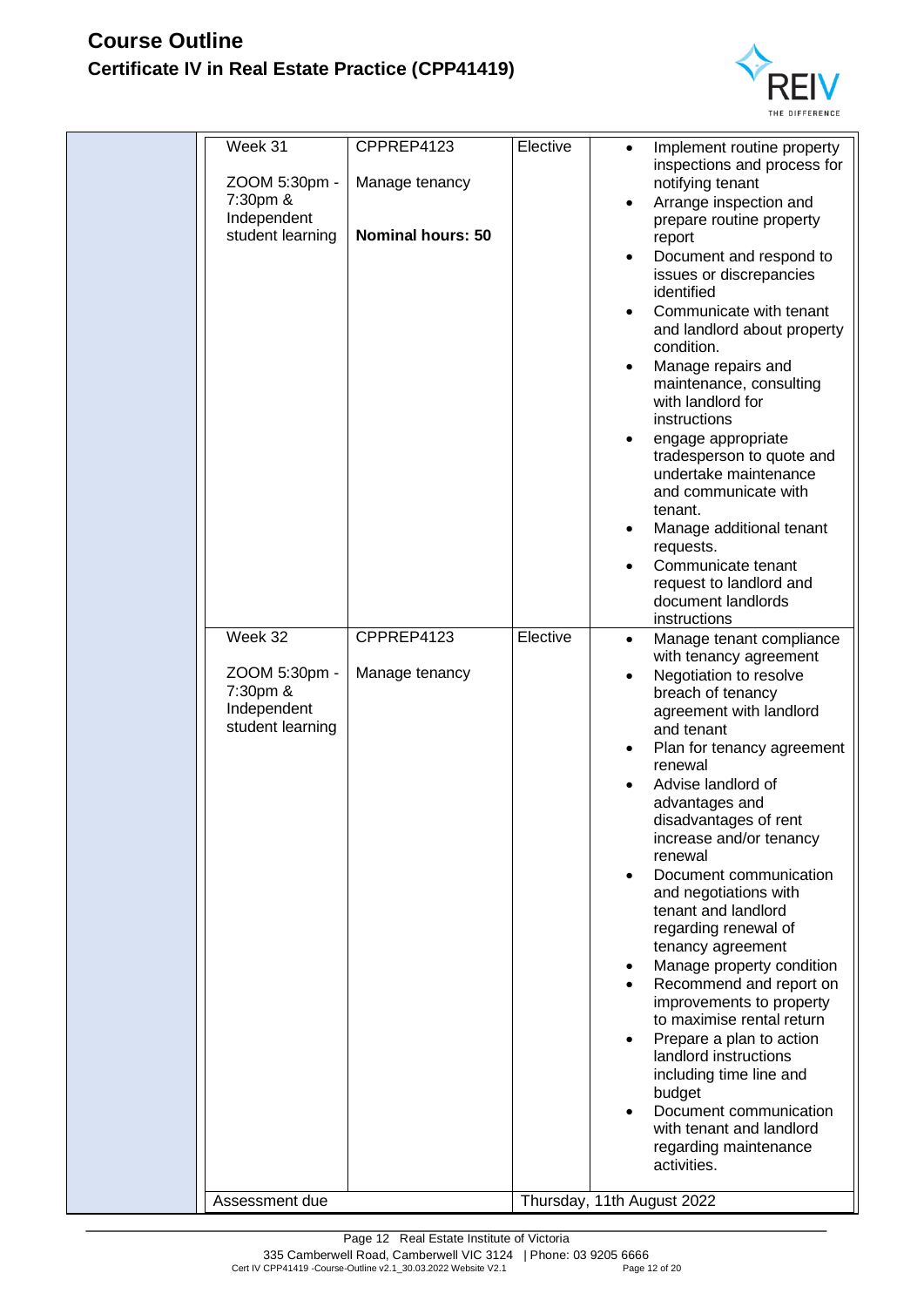# Course Outline

## Certificate IV in Real Estate Practice (CPP41419)

| | Week | Unit | Type | Content |
|---|---|---|---|---|
| | Week 31<br><br>ZOOM 5:30pm - 7:30pm & Independent student learning | CPPREP4123<br><br>Manage tenancy<br><br>**Nominal hours: 50** | Elective | • Implement routine property inspections and process for notifying tenant<br>• Arrange inspection and prepare routine property report<br>• Document and respond to issues or discrepancies identified<br>• Communicate with tenant and landlord about property condition.<br>• Manage repairs and maintenance, consulting with landlord for instructions<br>• engage appropriate tradesperson to quote and undertake maintenance and communicate with tenant.<br>• Manage additional tenant requests.<br>• Communicate tenant request to landlord and document landlords instructions |
| | Week 32<br><br>ZOOM 5:30pm - 7:30pm & Independent student learning | CPPREP4123<br><br>Manage tenancy | Elective | • Manage tenant compliance with tenancy agreement<br>• Negotiation to resolve breach of tenancy agreement with landlord and tenant<br>• Plan for tenancy agreement renewal<br>• Advise landlord of advantages and disadvantages of rent increase and/or tenancy renewal<br>• Document communication and negotiations with tenant and landlord regarding renewal of tenancy agreement<br>• Manage property condition<br>• Recommend and report on improvements to property to maximise rental return<br>• Prepare a plan to action landlord instructions including time line and budget<br>• Document communication with tenant and landlord regarding maintenance activities. |
| | Assessment due | | Thursday, 11th August 2022 | |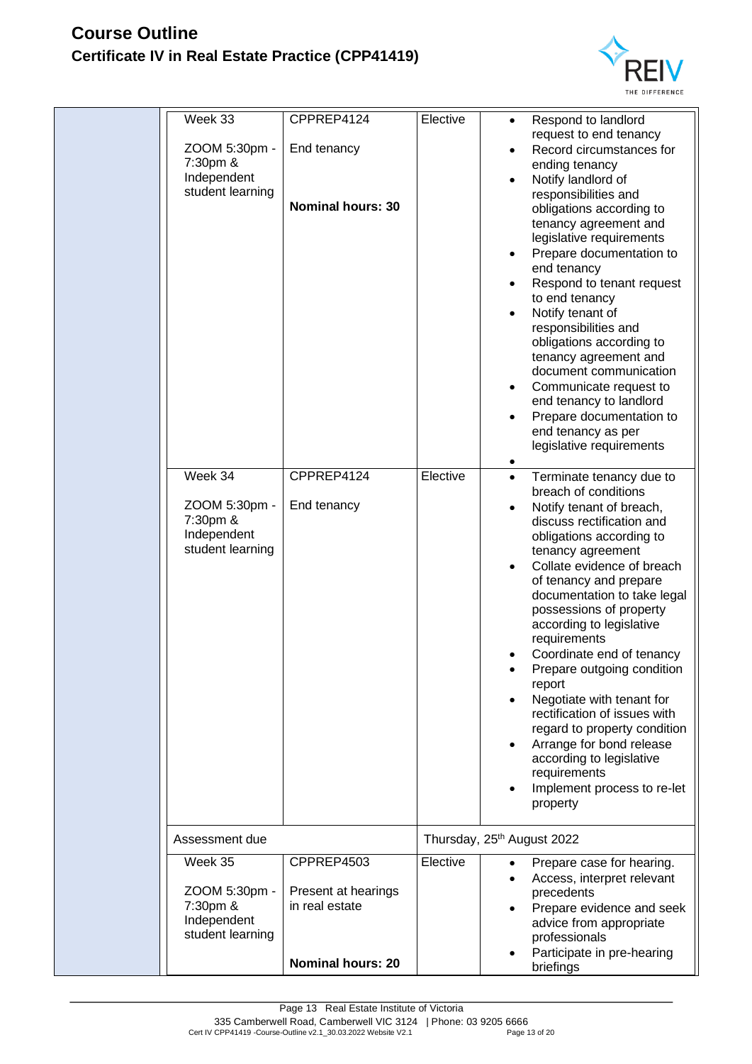# Course Outline

## Certificate IV in Real Estate Practice (CPP41419)

| | Week | Unit | Type | Content |
|---|---|---|---|---|
| | Week 33<br><br>ZOOM 5:30pm - 7:30pm & Independent student learning | CPPREP4124<br><br>End tenancy<br><br>**Nominal hours: 30** | Elective | • Respond to landlord request to end tenancy<br>• Record circumstances for ending tenancy<br>• Notify landlord of responsibilities and obligations according to tenancy agreement and legislative requirements<br>• Prepare documentation to end tenancy<br>• Respond to tenant request to end tenancy<br>• Notify tenant of responsibilities and obligations according to tenancy agreement and document communication<br>• Communicate request to end tenancy to landlord<br>• Prepare documentation to end tenancy as per legislative requirements<br>• |
| | Week 34<br><br>ZOOM 5:30pm - 7:30pm & Independent student learning | CPPREP4124<br><br>End tenancy | Elective | • Terminate tenancy due to breach of conditions<br>• Notify tenant of breach, discuss rectification and obligations according to tenancy agreement<br>• Collate evidence of breach of tenancy and prepare documentation to take legal possessions of property according to legislative requirements<br>• Coordinate end of tenancy<br>• Prepare outgoing condition report<br>• Negotiate with tenant for rectification of issues with regard to property condition<br>• Arrange for bond release according to legislative requirements<br>• Implement process to re-let property |
| | Assessment due | | Thursday, 25th August 2022 | |
| | Week 35<br><br>ZOOM 5:30pm - 7:30pm & Independent student learning | CPPREP4503<br><br>Present at hearings in real estate<br><br>**Nominal hours: 20** | Elective | • Prepare case for hearing.<br>• Access, interpret relevant precedents<br>• Prepare evidence and seek advice from appropriate professionals<br>• Participate in pre-hearing briefings |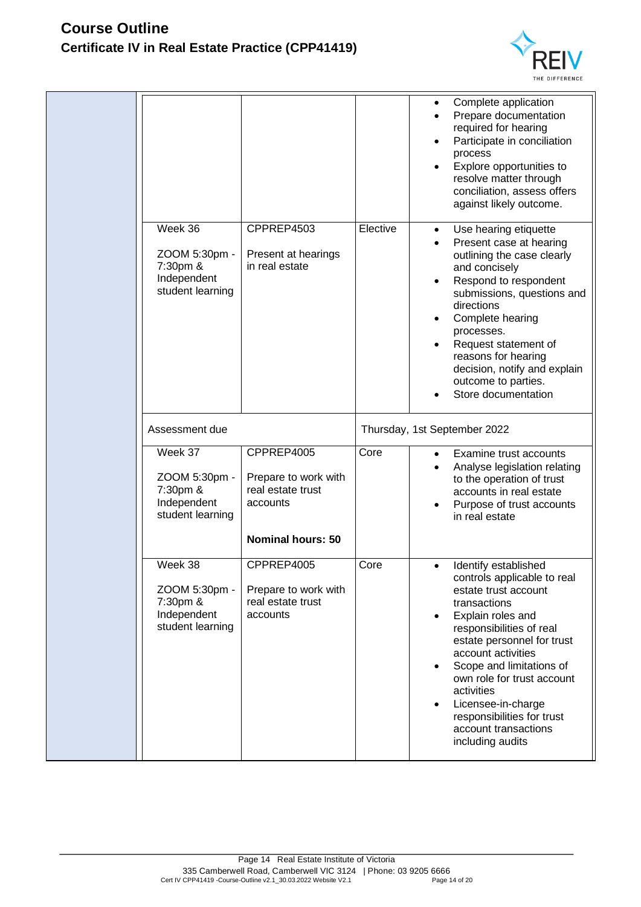| | | | | |
|---|---|---|---|---|
| | | | | • Complete application<br>• Prepare documentation required for hearing<br>• Participate in conciliation process<br>• Explore opportunities to resolve matter through conciliation, assess offers against likely outcome. |
| | Week 36<br><br>ZOOM 5:30pm - 7:30pm & Independent student learning | CPPREP4503<br><br>Present at hearings in real estate | Elective | • Use hearing etiquette<br>• Present case at hearing outlining the case clearly and concisely<br>• Respond to respondent submissions, questions and directions<br>• Complete hearing processes.<br>• Request statement of reasons for hearing decision, notify and explain outcome to parties.<br>• Store documentation |
| | Assessment due | | Thursday, 1st September 2022 | |
| | Week 37<br><br>ZOOM 5:30pm - 7:30pm & Independent student learning | CPPREP4005<br><br>Prepare to work with real estate trust accounts<br><br>**Nominal hours: 50** | Core | • Examine trust accounts<br>• Analyse legislation relating to the operation of trust accounts in real estate<br>• Purpose of trust accounts in real estate |
| | Week 38<br><br>ZOOM 5:30pm - 7:30pm & Independent student learning | CPPREP4005<br><br>Prepare to work with real estate trust accounts | Core | • Identify established controls applicable to real estate trust account transactions<br>• Explain roles and responsibilities of real estate personnel for trust account activities<br>• Scope and limitations of own role for trust account activities<br>• Licensee-in-charge responsibilities for trust account transactions including audits |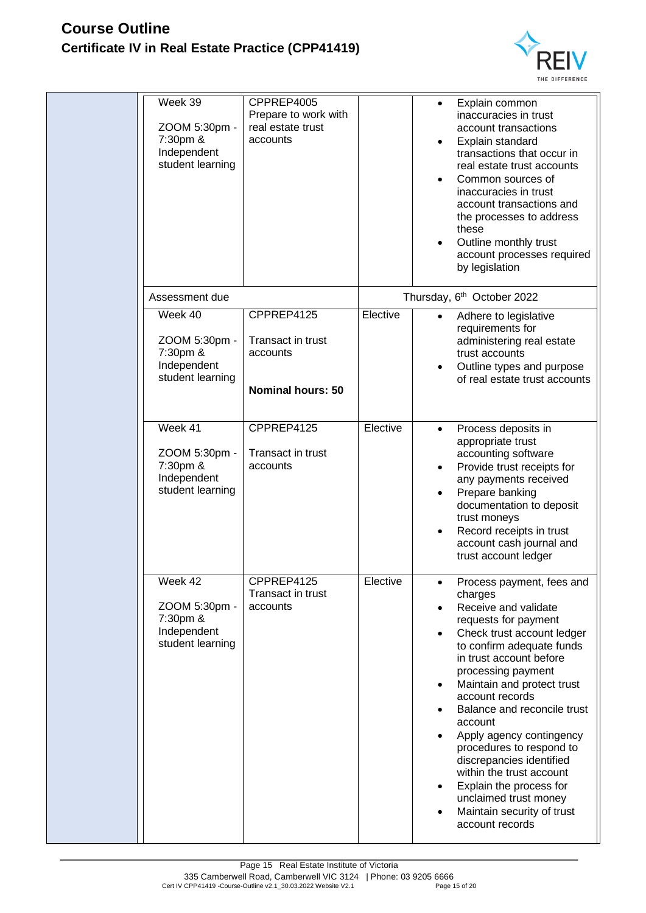# Course Outline

## Certificate IV in Real Estate Practice (CPP41419)

| | | | | |
|---|---|---|---|---|
| | Week 39<br><br>ZOOM 5:30pm - 7:30pm & Independent student learning | CPPREP4005 Prepare to work with real estate trust accounts | | • Explain common inaccuracies in trust account transactions<br>• Explain standard transactions that occur in real estate trust accounts<br>• Common sources of inaccuracies in trust account transactions and the processes to address these<br>• Outline monthly trust account processes required by legislation |
| | Assessment due | | Thursday, 6th October 2022 | |
| | Week 40<br><br>ZOOM 5:30pm - 7:30pm & Independent student learning | CPPREP4125<br><br>Transact in trust accounts<br><br>**Nominal hours: 50** | Elective | • Adhere to legislative requirements for administering real estate trust accounts<br>• Outline types and purpose of real estate trust accounts |
| | Week 41<br><br>ZOOM 5:30pm - 7:30pm & Independent student learning | CPPREP4125<br><br>Transact in trust accounts | Elective | • Process deposits in appropriate trust accounting software<br>• Provide trust receipts for any payments received<br>• Prepare banking documentation to deposit trust moneys<br>• Record receipts in trust account cash journal and trust account ledger |
| | Week 42<br><br>ZOOM 5:30pm - 7:30pm & Independent student learning | CPPREP4125 Transact in trust accounts | Elective | • Process payment, fees and charges<br>• Receive and validate requests for payment<br>• Check trust account ledger to confirm adequate funds in trust account before processing payment<br>• Maintain and protect trust account records<br>• Balance and reconcile trust account<br>• Apply agency contingency procedures to respond to discrepancies identified within the trust account<br>• Explain the process for unclaimed trust money<br>• Maintain security of trust account records |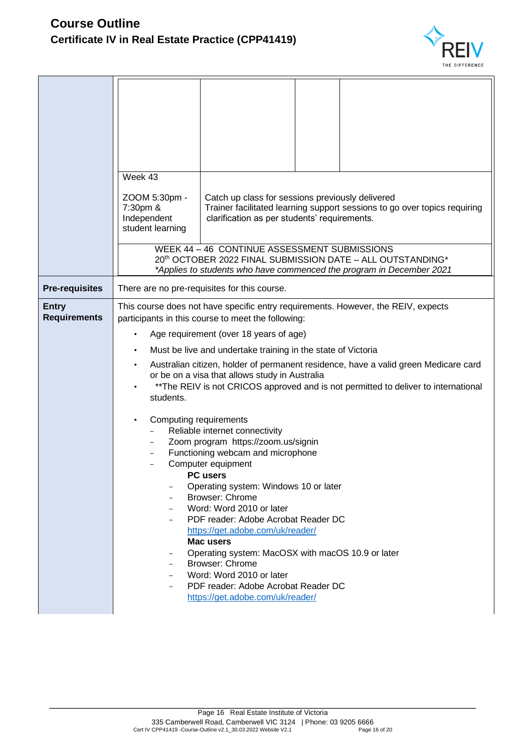# Course Outline
## Certificate IV in Real Estate Practice (CPP41419)

| | | | | |
|---|---|---|---|---|
| | | | | |
| | Week 43<br><br>ZOOM 5:30pm - 7:30pm & Independent student learning | Catch up class for sessions previously delivered<br>Trainer facilitated learning support sessions to go over topics requiring clarification as per students' requirements. | | |
| | WEEK 44 – 46 CONTINUE ASSESSMENT SUBMISSIONS<br>20th OCTOBER 2022 FINAL SUBMISSION DATE – ALL OUTSTANDING*<br>*Applies to students who have commenced the program in December 2021* | | | |

| | |
|---|---|
| **Pre-requisites** | There are no pre-requisites for this course. |
| **Entry Requirements** | This course does not have specific entry requirements. However, the REIV, expects participants in this course to meet the following:<br>• Age requirement (over 18 years of age)<br>• Must be live and undertake training in the state of Victoria<br>• Australian citizen, holder of permanent residence, have a valid green Medicare card or be on a visa that allows study in Australia<br>• **The REIV is not CRICOS approved and is not permitted to deliver to international students.<br><br>• Computing requirements<br>– Reliable internet connectivity<br>– Zoom program https://zoom.us/signin<br>– Functioning webcam and microphone<br>– Computer equipment<br>**PC users**<br>– Operating system: Windows 10 or later<br>– Browser: Chrome<br>– Word: Word 2010 or later<br>– PDF reader: Adobe Acrobat Reader DC https://get.adobe.com/uk/reader/<br>**Mac users**<br>– Operating system: MacOSX with macOS 10.9 or later<br>– Browser: Chrome<br>– Word: Word 2010 or later<br>– PDF reader: Adobe Acrobat Reader DC https://get.adobe.com/uk/reader/ |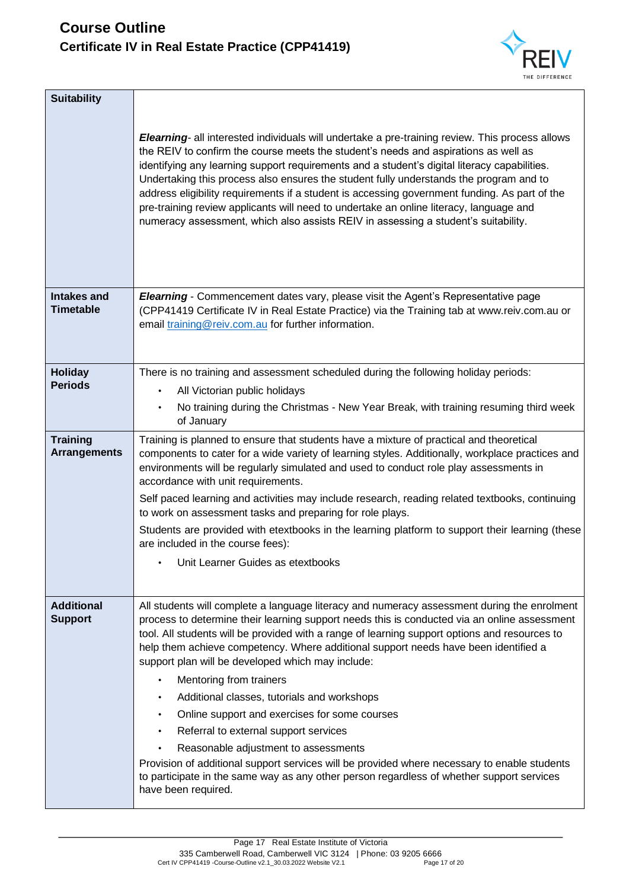| | |
|---|---|
| **Suitability** | ***Elearning***- all interested individuals will undertake a pre-training review. This process allows the REIV to confirm the course meets the student's needs and aspirations as well as identifying any learning support requirements and a student's digital literacy capabilities. Undertaking this process also ensures the student fully understands the program and to address eligibility requirements if a student is accessing government funding. As part of the pre-training review applicants will need to undertake an online literacy, language and numeracy assessment, which also assists REIV in assessing a student's suitability. |
| **Intakes and Timetable** | ***Elearning*** - Commencement dates vary, please visit the Agent's Representative page (CPP41419 Certificate IV in Real Estate Practice) via the Training tab at www.reiv.com.au or email training@reiv.com.au for further information. |
| **Holiday Periods** | There is no training and assessment scheduled during the following holiday periods:<br>• All Victorian public holidays<br>• No training during the Christmas - New Year Break, with training resuming third week of January |
| **Training Arrangements** | Training is planned to ensure that students have a mixture of practical and theoretical components to cater for a wide variety of learning styles. Additionally, workplace practices and environments will be regularly simulated and used to conduct role play assessments in accordance with unit requirements.<br>Self paced learning and activities may include research, reading related textbooks, continuing to work on assessment tasks and preparing for role plays.<br>Students are provided with etextbooks in the learning platform to support their learning (these are included in the course fees):<br>• Unit Learner Guides as etextbooks |
| **Additional Support** | All students will complete a language literacy and numeracy assessment during the enrolment process to determine their learning support needs this is conducted via an online assessment tool. All students will be provided with a range of learning support options and resources to help them achieve competency. Where additional support needs have been identified a support plan will be developed which may include:<br>• Mentoring from trainers<br>• Additional classes, tutorials and workshops<br>• Online support and exercises for some courses<br>• Referral to external support services<br>• Reasonable adjustment to assessments<br>Provision of additional support services will be provided where necessary to enable students to participate in the same way as any other person regardless of whether support services have been required. |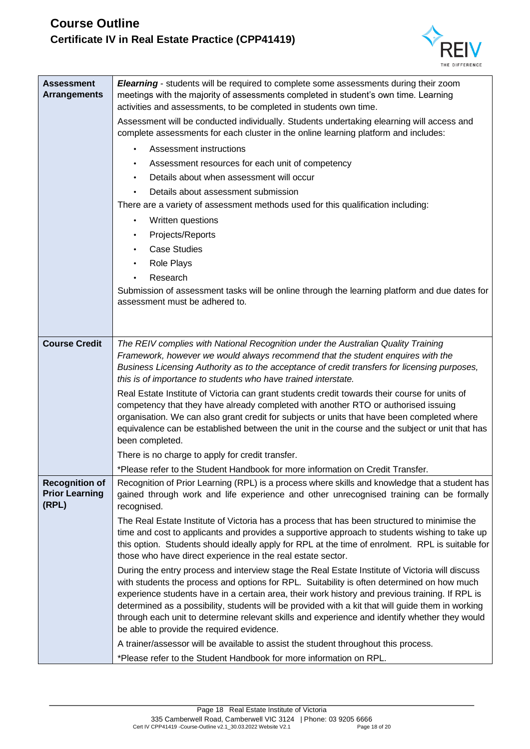| | |
|---|---|
| **Assessment Arrangements** | ***Elearning*** - students will be required to complete some assessments during their zoom meetings with the majority of assessments completed in student's own time. Learning activities and assessments, to be completed in students own time.<br><br>Assessment will be conducted individually. Students undertaking elearning will access and complete assessments for each cluster in the online learning platform and includes:<br>• Assessment instructions<br>• Assessment resources for each unit of competency<br>• Details about when assessment will occur<br>• Details about assessment submission<br><br>There are a variety of assessment methods used for this qualification including:<br>• Written questions<br>• Projects/Reports<br>• Case Studies<br>• Role Plays<br>• Research<br><br>Submission of assessment tasks will be online through the learning platform and due dates for assessment must be adhered to. |
| **Course Credit** | *The REIV complies with National Recognition under the Australian Quality Training Framework, however we would always recommend that the student enquires with the Business Licensing Authority as to the acceptance of credit transfers for licensing purposes, this is of importance to students who have trained interstate.*<br><br>Real Estate Institute of Victoria can grant students credit towards their course for units of competency that they have already completed with another RTO or authorised issuing organisation. We can also grant credit for subjects or units that have been completed where equivalence can be established between the unit in the course and the subject or unit that has been completed.<br><br>There is no charge to apply for credit transfer.<br><br>*Please refer to the Student Handbook for more information on Credit Transfer. |
| **Recognition of Prior Learning (RPL)** | Recognition of Prior Learning (RPL) is a process where skills and knowledge that a student has gained through work and life experience and other unrecognised training can be formally recognised.<br><br>The Real Estate Institute of Victoria has a process that has been structured to minimise the time and cost to applicants and provides a supportive approach to students wishing to take up this option. Students should ideally apply for RPL at the time of enrolment. RPL is suitable for those who have direct experience in the real estate sector.<br><br>During the entry process and interview stage the Real Estate Institute of Victoria will discuss with students the process and options for RPL. Suitability is often determined on how much experience students have in a certain area, their work history and previous training. If RPL is determined as a possibility, students will be provided with a kit that will guide them in working through each unit to determine relevant skills and experience and identify whether they would be able to provide the required evidence.<br><br>A trainer/assessor will be available to assist the student throughout this process.<br><br>*Please refer to the Student Handbook for more information on RPL. |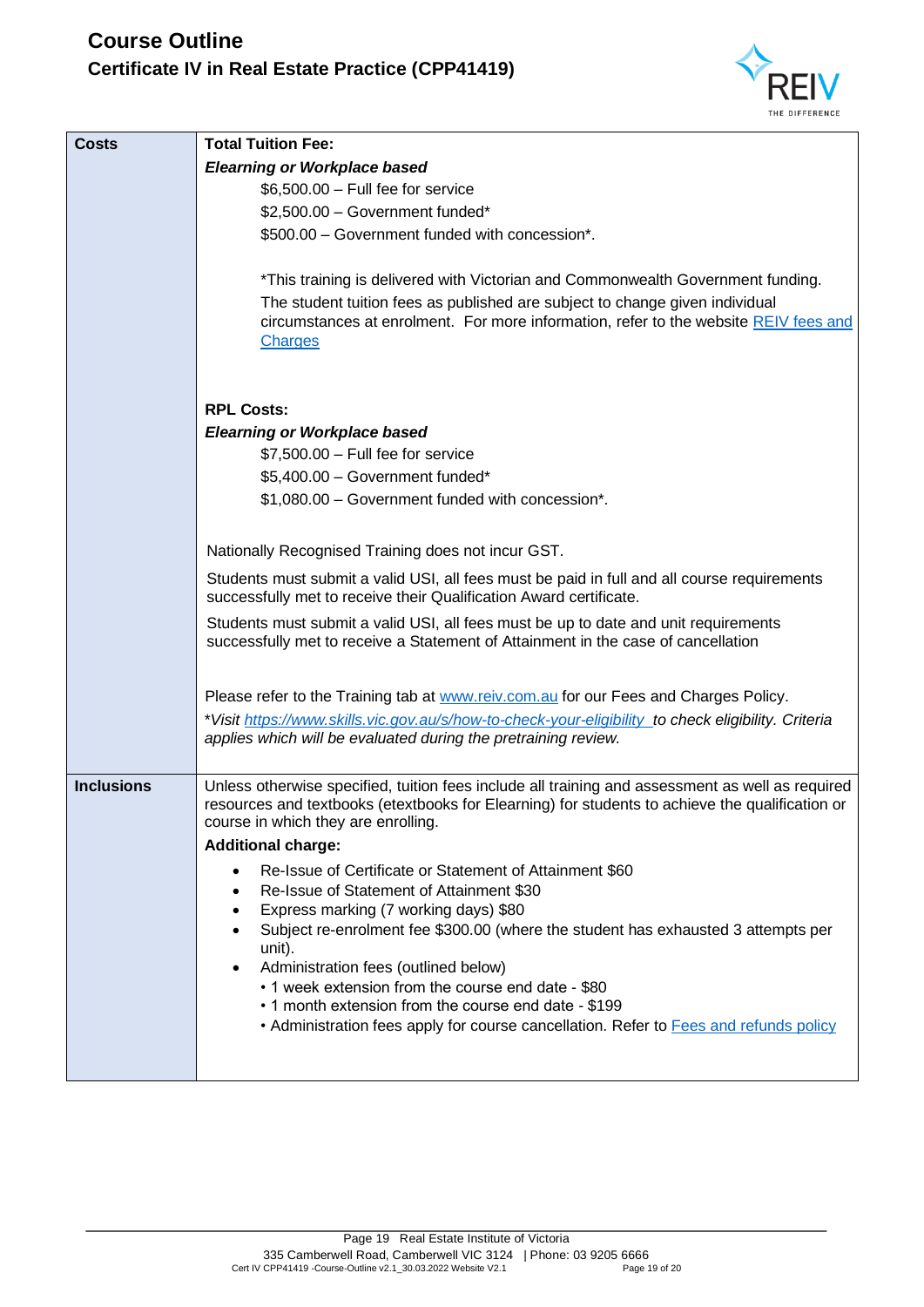# Course Outline

## Certificate IV in Real Estate Practice (CPP41419)

| | |
|---|---|
| **Costs** | **Total Tuition Fee:**<br>***Elearning or Workplace based***<br>$6,500.00 – Full fee for service<br>$2,500.00 – Government funded*<br>$500.00 – Government funded with concession*.<br><br>*This training is delivered with Victorian and Commonwealth Government funding. The student tuition fees as published are subject to change given individual circumstances at enrolment. For more information, refer to the website [REIV fees and Charges]()<br><br>**RPL Costs:**<br>***Elearning or Workplace based***<br>$7,500.00 – Full fee for service<br>$5,400.00 – Government funded*<br>$1,080.00 – Government funded with concession*.<br><br>Nationally Recognised Training does not incur GST.<br><br>Students must submit a valid USI, all fees must be paid in full and all course requirements successfully met to receive their Qualification Award certificate.<br><br>Students must submit a valid USI, all fees must be up to date and unit requirements successfully met to receive a Statement of Attainment in the case of cancellation<br><br>Please refer to the Training tab at [www.reiv.com.au](www.reiv.com.au) for our Fees and Charges Policy.<br>**Visit [https://www.skills.vic.gov.au/s/how-to-check-your-eligibility](https://www.skills.vic.gov.au/s/how-to-check-your-eligibility) to check eligibility. Criteria applies which will be evaluated during the pretraining review.* |
| **Inclusions** | Unless otherwise specified, tuition fees include all training and assessment as well as required resources and textbooks (etextbooks for Elearning) for students to achieve the qualification or course in which they are enrolling.<br>**Additional charge:**<br>• Re-Issue of Certificate or Statement of Attainment $60<br>• Re-Issue of Statement of Attainment $30<br>• Express marking (7 working days) $80<br>• Subject re-enrolment fee $300.00 (where the student has exhausted 3 attempts per unit).<br>• Administration fees (outlined below)<br>  • 1 week extension from the course end date - $80<br>  • 1 month extension from the course end date - $199<br>  • Administration fees apply for course cancellation. Refer to [Fees and refunds policy]() |

Real Estate Institute of Victoria
335 Camberwell Road, Camberwell VIC 3124 | Phone: 03 9205 6666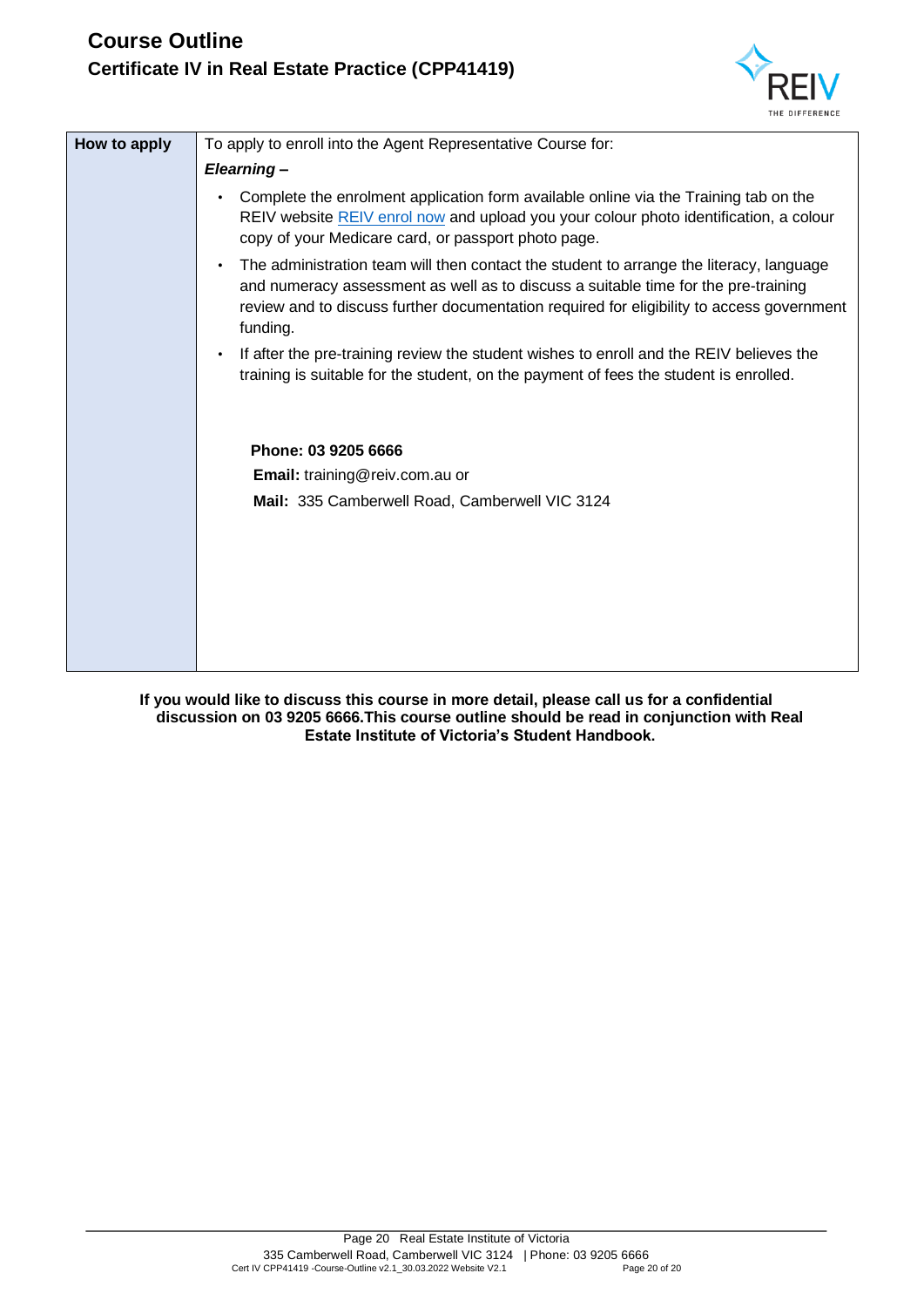# Course Outline

## Certificate IV in Real Estate Practice (CPP41419)

| | |
|---|---|
| **How to apply** | To apply to enroll into the Agent Representative Course for:<br>***Elearning –***<br>• Complete the enrolment application form available online via the Training tab on the REIV website [REIV enrol now]() and upload you your colour photo identification, a colour copy of your Medicare card, or passport photo page.<br>• The administration team will then contact the student to arrange the literacy, language and numeracy assessment as well as to discuss a suitable time for the pre-training review and to discuss further documentation required for eligibility to access government funding.<br>• If after the pre-training review the student wishes to enroll and the REIV believes the training is suitable for the student, on the payment of fees the student is enrolled.<br><br>**Phone: 03 9205 6666**<br>**Email:** training@reiv.com.au or<br>**Mail:** 335 Camberwell Road, Camberwell VIC 3124 |

**If you would like to discuss this course in more detail, please call us for a confidential discussion on 03 9205 6666.This course outline should be read in conjunction with Real Estate Institute of Victoria's Student Handbook.**